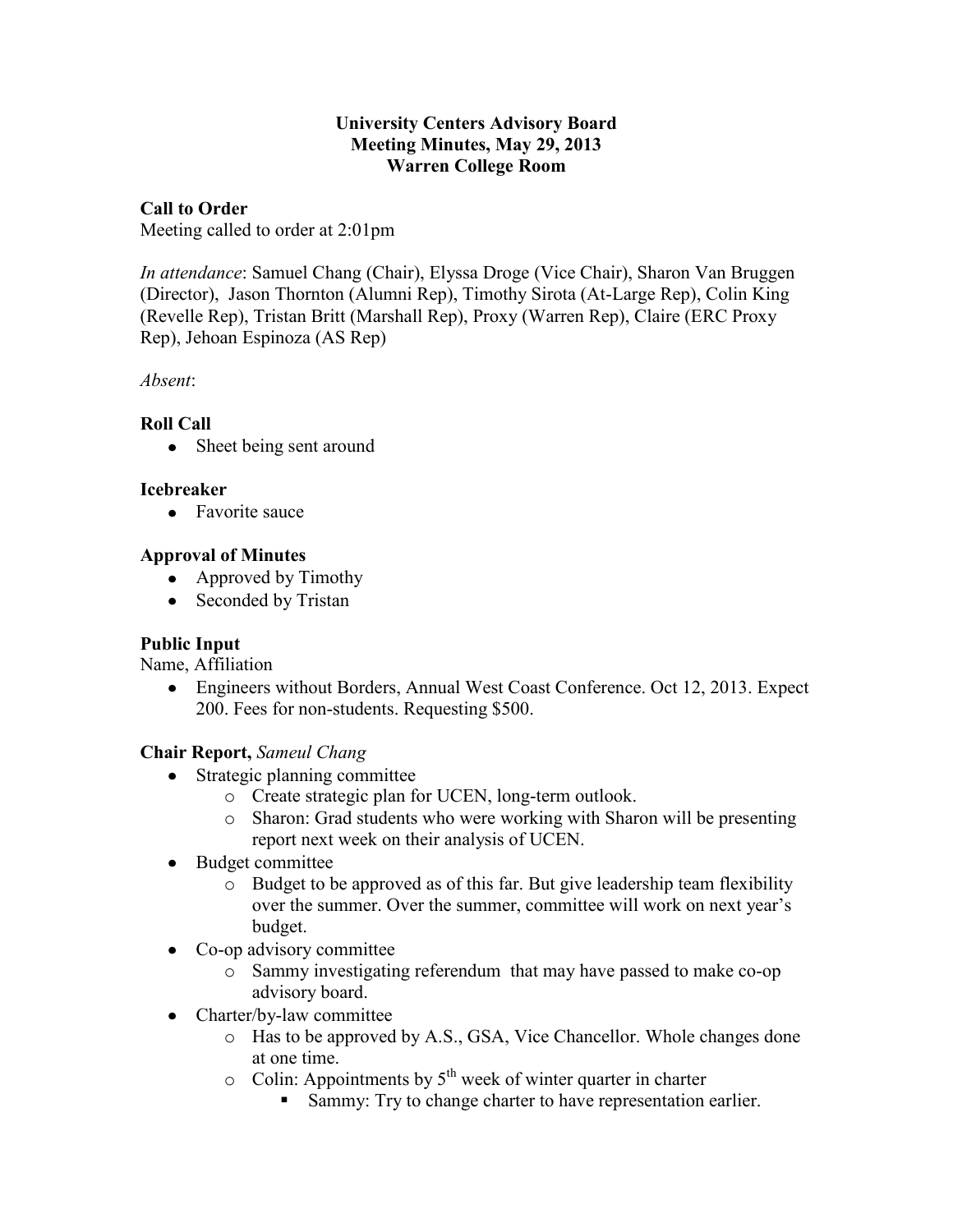**University Centers Advisory Board**
**Meeting Minutes, May 29, 2013**
**Warren College Room**

**Call to Order**

Meeting called to order at 2:01pm

*In attendance*: Samuel Chang (Chair), Elyssa Droge (Vice Chair), Sharon Van Bruggen (Director), Jason Thornton (Alumni Rep), Timothy Sirota (At-Large Rep), Colin King (Revelle Rep), Tristan Britt (Marshall Rep), Proxy (Warren Rep), Claire (ERC Proxy Rep), Jehoan Espinoza (AS Rep)

*Absent*:

**Roll Call**

- Sheet being sent around

**Icebreaker**

- Favorite sauce

**Approval of Minutes**

- Approved by Timothy
- Seconded by Tristan

**Public Input**

Name, Affiliation

- Engineers without Borders, Annual West Coast Conference. Oct 12, 2013. Expect 200. Fees for non-students. Requesting $500.

**Chair Report,** *Sameul Chang*

- Strategic planning committee
  - Create strategic plan for UCEN, long-term outlook.
  - Sharon: Grad students who were working with Sharon will be presenting report next week on their analysis of UCEN.
- Budget committee
  - Budget to be approved as of this far. But give leadership team flexibility over the summer. Over the summer, committee will work on next year's budget.
- Co-op advisory committee
  - Sammy investigating referendum that may have passed to make co-op advisory board.
- Charter/by-law committee
  - Has to be approved by A.S., GSA, Vice Chancellor. Whole changes done at one time.
  - Colin: Appointments by 5th week of winter quarter in charter
    - Sammy: Try to change charter to have representation earlier.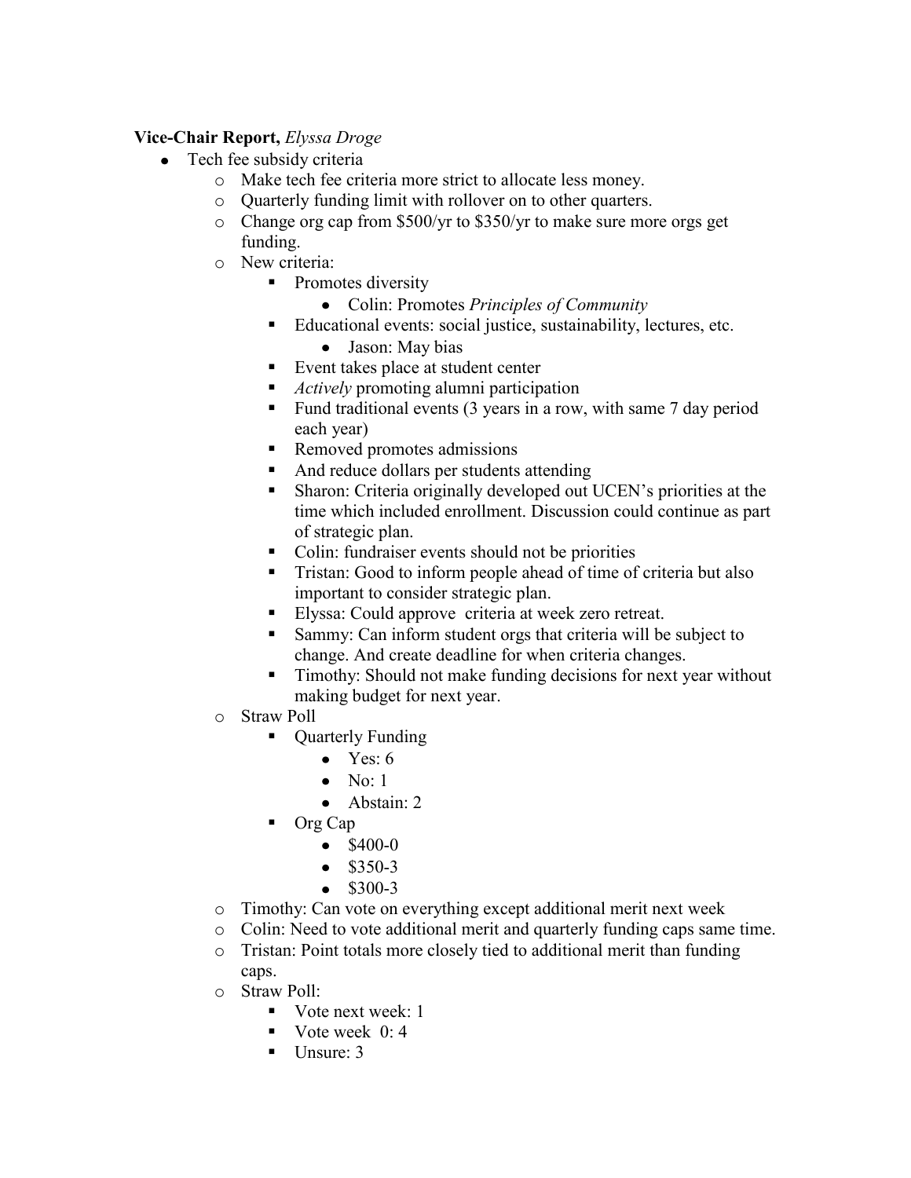**Vice-Chair Report,** *Elyssa Droge*

- Tech fee subsidy criteria
    - Make tech fee criteria more strict to allocate less money.
    - Quarterly funding limit with rollover on to other quarters.
    - Change org cap from $500/yr to $350/yr to make sure more orgs get funding.
    - New criteria:
        - Promotes diversity
            - Colin: Promotes *Principles of Community*
        - Educational events: social justice, sustainability, lectures, etc.
            - Jason: May bias
        - Event takes place at student center
        - *Actively* promoting alumni participation
        - Fund traditional events (3 years in a row, with same 7 day period each year)
        - Removed promotes admissions
        - And reduce dollars per students attending
        - Sharon: Criteria originally developed out UCEN's priorities at the time which included enrollment. Discussion could continue as part of strategic plan.
        - Colin: fundraiser events should not be priorities
        - Tristan: Good to inform people ahead of time of criteria but also important to consider strategic plan.
        - Elyssa: Could approve criteria at week zero retreat.
        - Sammy: Can inform student orgs that criteria will be subject to change. And create deadline for when criteria changes.
        - Timothy: Should not make funding decisions for next year without making budget for next year.
    - Straw Poll
        - Quarterly Funding
            - Yes: 6
            - No: 1
            - Abstain: 2
        - Org Cap
            - $400-0
            - $350-3
            - $300-3
    - Timothy: Can vote on everything except additional merit next week
    - Colin: Need to vote additional merit and quarterly funding caps same time.
    - Tristan: Point totals more closely tied to additional merit than funding caps.
    - Straw Poll:
        - Vote next week: 1
        - Vote week 0: 4
        - Unsure: 3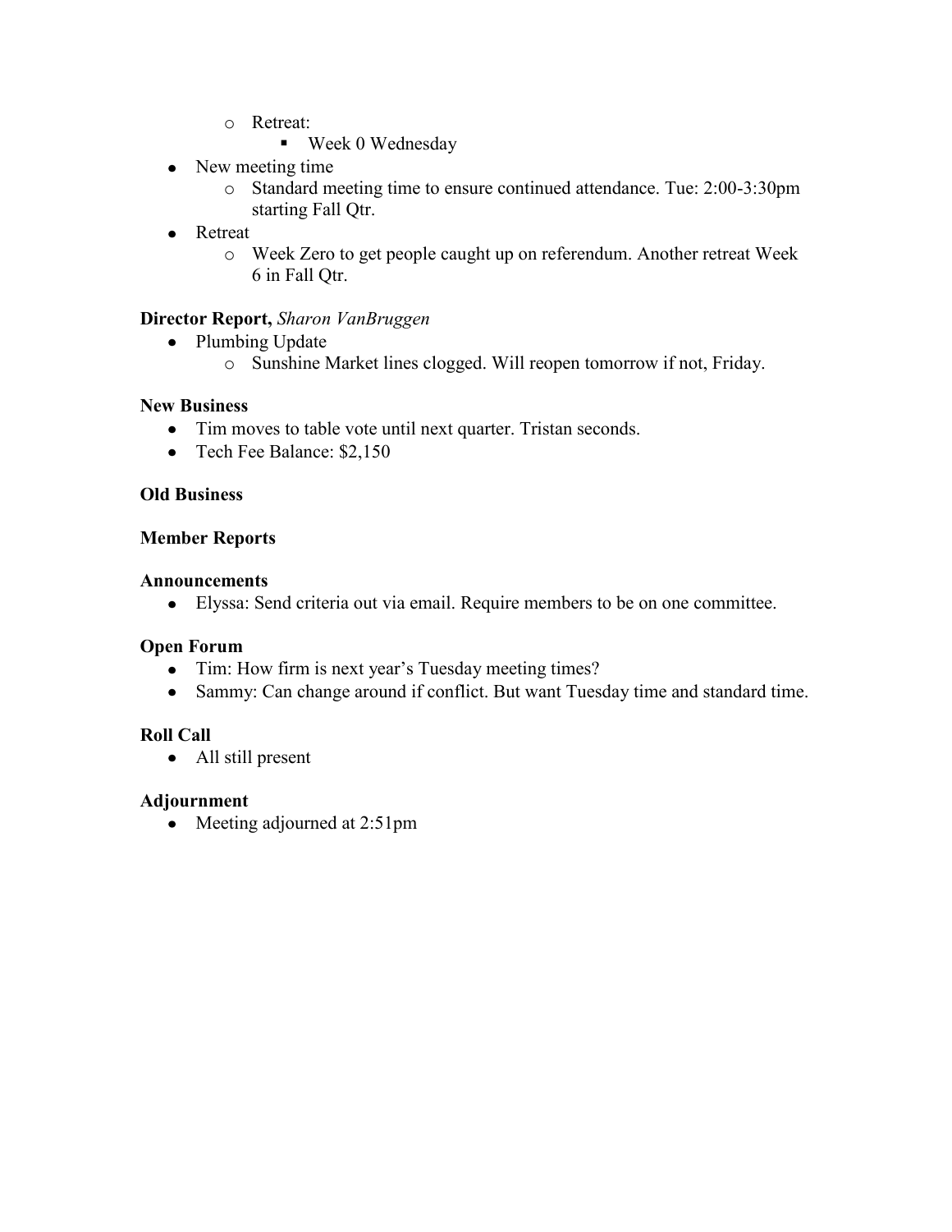- Retreat:
  - Week 0 Wednesday
- New meeting time
  - Standard meeting time to ensure continued attendance. Tue: 2:00-3:30pm starting Fall Qtr.
- Retreat
  - Week Zero to get people caught up on referendum. Another retreat Week 6 in Fall Qtr.

**Director Report,** *Sharon VanBruggen*

- Plumbing Update
  - Sunshine Market lines clogged. Will reopen tomorrow if not, Friday.

**New Business**

- Tim moves to table vote until next quarter. Tristan seconds.
- Tech Fee Balance: $2,150

**Old Business**

**Member Reports**

**Announcements**

- Elyssa: Send criteria out via email. Require members to be on one committee.

**Open Forum**

- Tim: How firm is next year's Tuesday meeting times?
- Sammy: Can change around if conflict. But want Tuesday time and standard time.

**Roll Call**

- All still present

**Adjournment**

- Meeting adjourned at 2:51pm